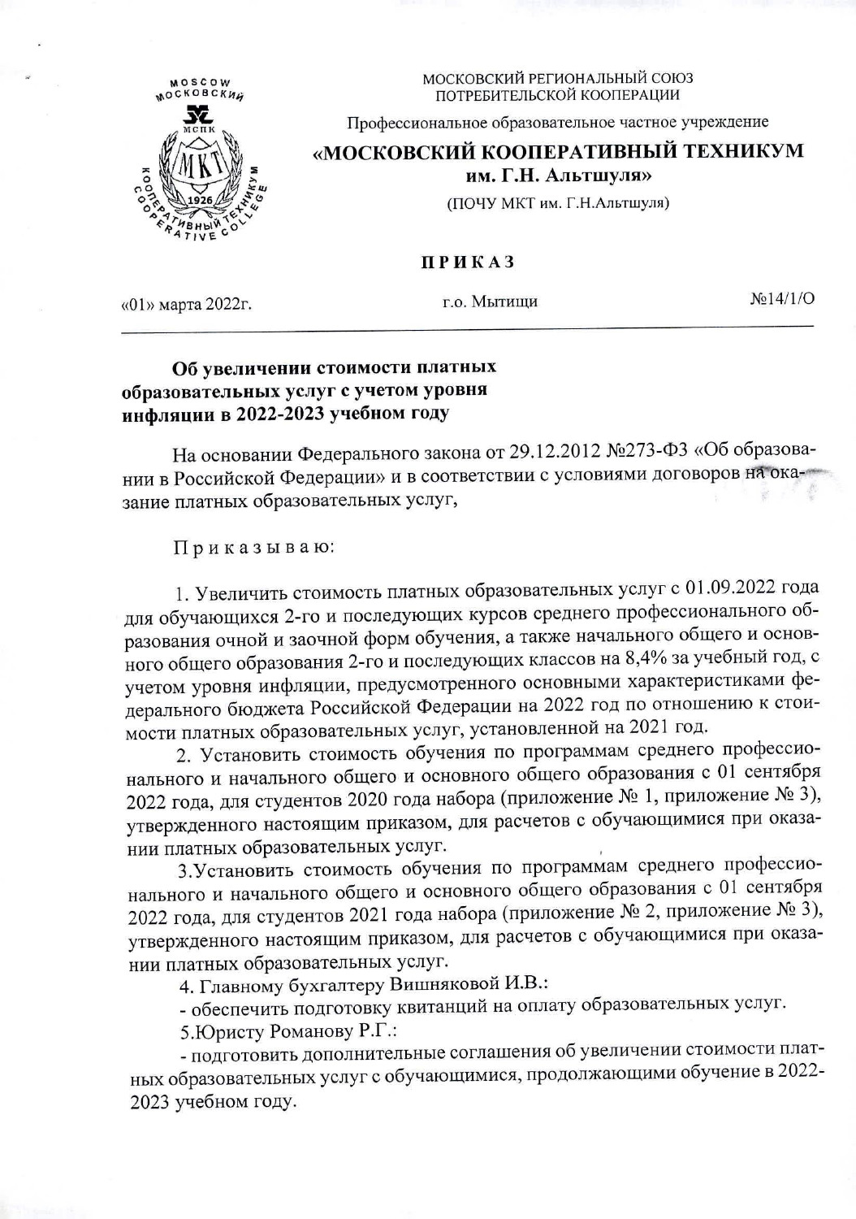МОСКОВСКИЙ РЕГИОНАЛЬНЫЙ СОЮЗ
ПОТРЕБИТЕЛЬСКОЙ КООПЕРАЦИИ

Профессиональное образовательное частное учреждение

**«МОСКОВСКИЙ КООПЕРАТИВНЫЙ ТЕХНИКУМ им. Г.Н. Альтшуля»**

(ПОЧУ МКТ им. Г.Н.Альтшуля)

# ПРИКАЗ

«01» марта 2022г. г.о. Мытищи №14/1/О

**Об увеличении стоимости платных образовательных услуг с учетом уровня инфляции в 2022-2023 учебном году**

На основании Федерального закона от 29.12.2012 №273-ФЗ «Об образовании в Российской Федерации» и в соответствии с условиями договоров на оказание платных образовательных услуг,

Приказываю:

1. Увеличить стоимость платных образовательных услуг с 01.09.2022 года для обучающихся 2-го и последующих курсов среднего профессионального образования очной и заочной форм обучения, а также начального общего и основного общего образования 2-го и последующих классов на 8,4% за учебный год, с учетом уровня инфляции, предусмотренного основными характеристиками федерального бюджета Российской Федерации на 2022 год по отношению к стоимости платных образовательных услуг, установленной на 2021 год.

2. Установить стоимость обучения по программам среднего профессионального и начального общего и основного общего образования с 01 сентября 2022 года, для студентов 2020 года набора (приложение № 1, приложение № 3), утвержденного настоящим приказом, для расчетов с обучающимися при оказании платных образовательных услуг.

3. Установить стоимость обучения по программам среднего профессионального и начального общего и основного общего образования с 01 сентября 2022 года, для студентов 2021 года набора (приложение № 2, приложение № 3), утвержденного настоящим приказом, для расчетов с обучающимися при оказании платных образовательных услуг.

4. Главному бухгалтеру Вишняковой И.В.:

- обеспечить подготовку квитанций на оплату образовательных услуг.

5. Юристу Романову Р.Г.:

- подготовить дополнительные соглашения об увеличении стоимости платных образовательных услуг с обучающимися, продолжающими обучение в 2022-2023 учебном году.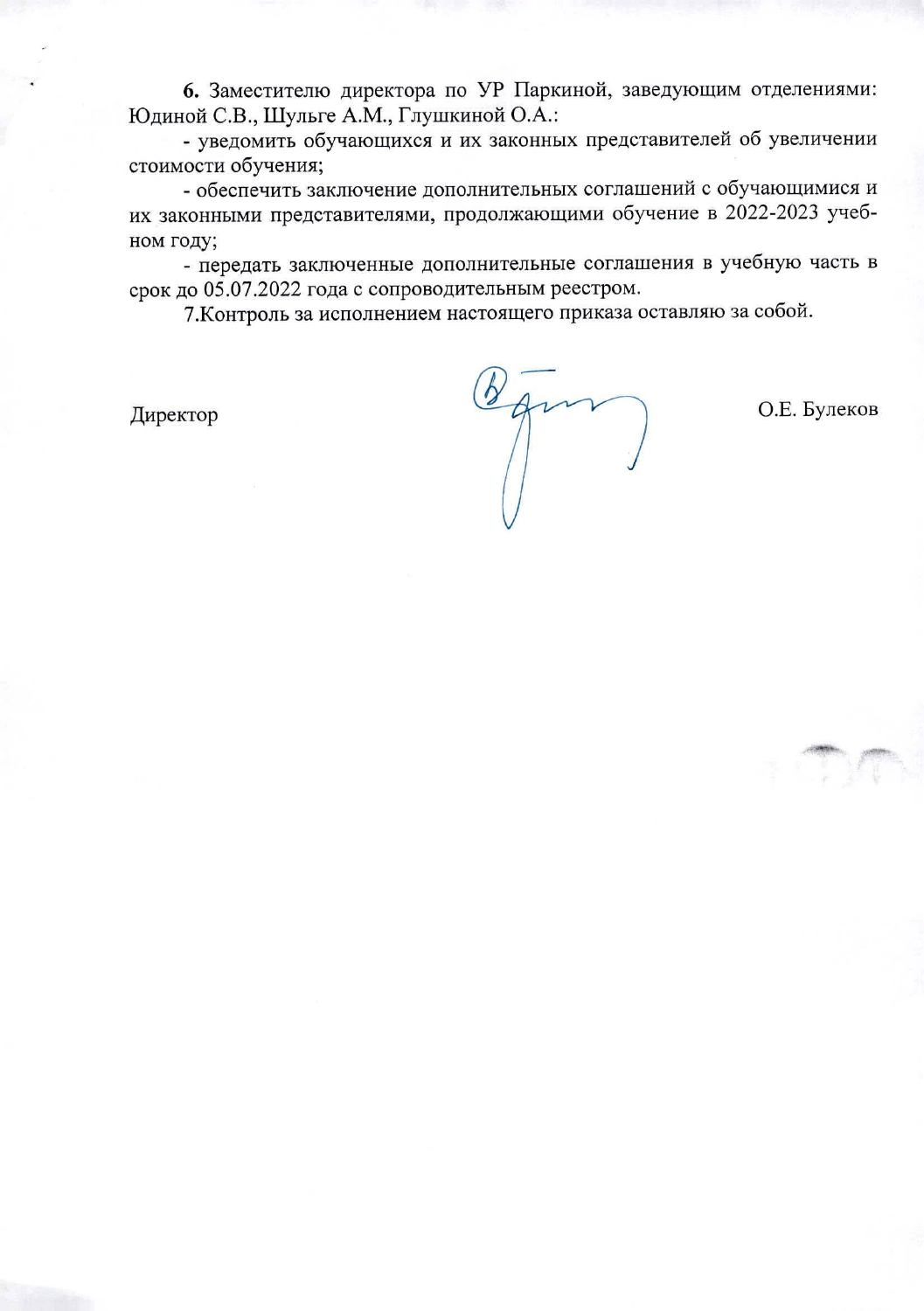**6.** Заместителю директора по УР Паркиной, заведующим отделениями: Юдиной С.В., Шульге А.М., Глушкиной О.А.:

- уведомить обучающихся и их законных представителей об увеличении стоимости обучения;
- обеспечить заключение дополнительных соглашений с обучающимися и их законными представителями, продолжающими обучение в 2022-2023 учебном году;
- передать заключенные дополнительные соглашения в учебную часть в срок до 05.07.2022 года с сопроводительным реестром.

7.Контроль за исполнением настоящего приказа оставляю за собой.

Директор О.Е. Булеков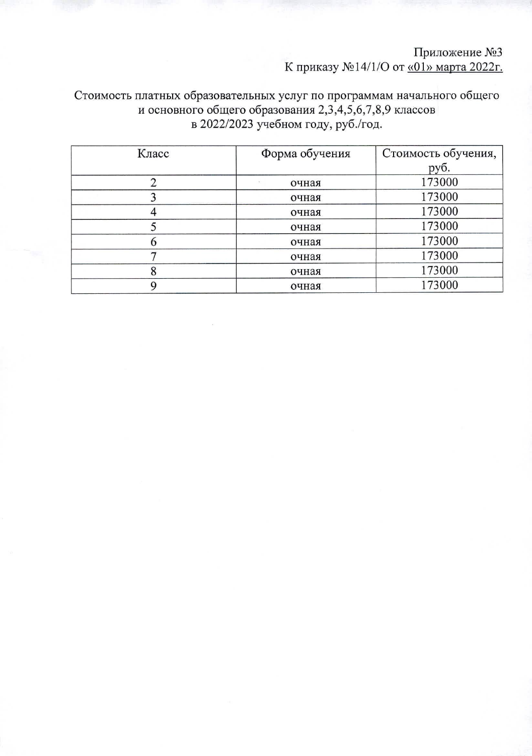Приложение №3
К приказу №14/1/О от «01» марта 2022г.

Стоимость платных образовательных услуг по программам начального общего и основного общего образования 2,3,4,5,6,7,8,9 классов в 2022/2023 учебном году, руб./год.

| Класс | Форма обучения | Стоимость обучения, руб. |
|---|---|---|
| 2 | очная | 173000 |
| 3 | очная | 173000 |
| 4 | очная | 173000 |
| 5 | очная | 173000 |
| 6 | очная | 173000 |
| 7 | очная | 173000 |
| 8 | очная | 173000 |
| 9 | очная | 173000 |